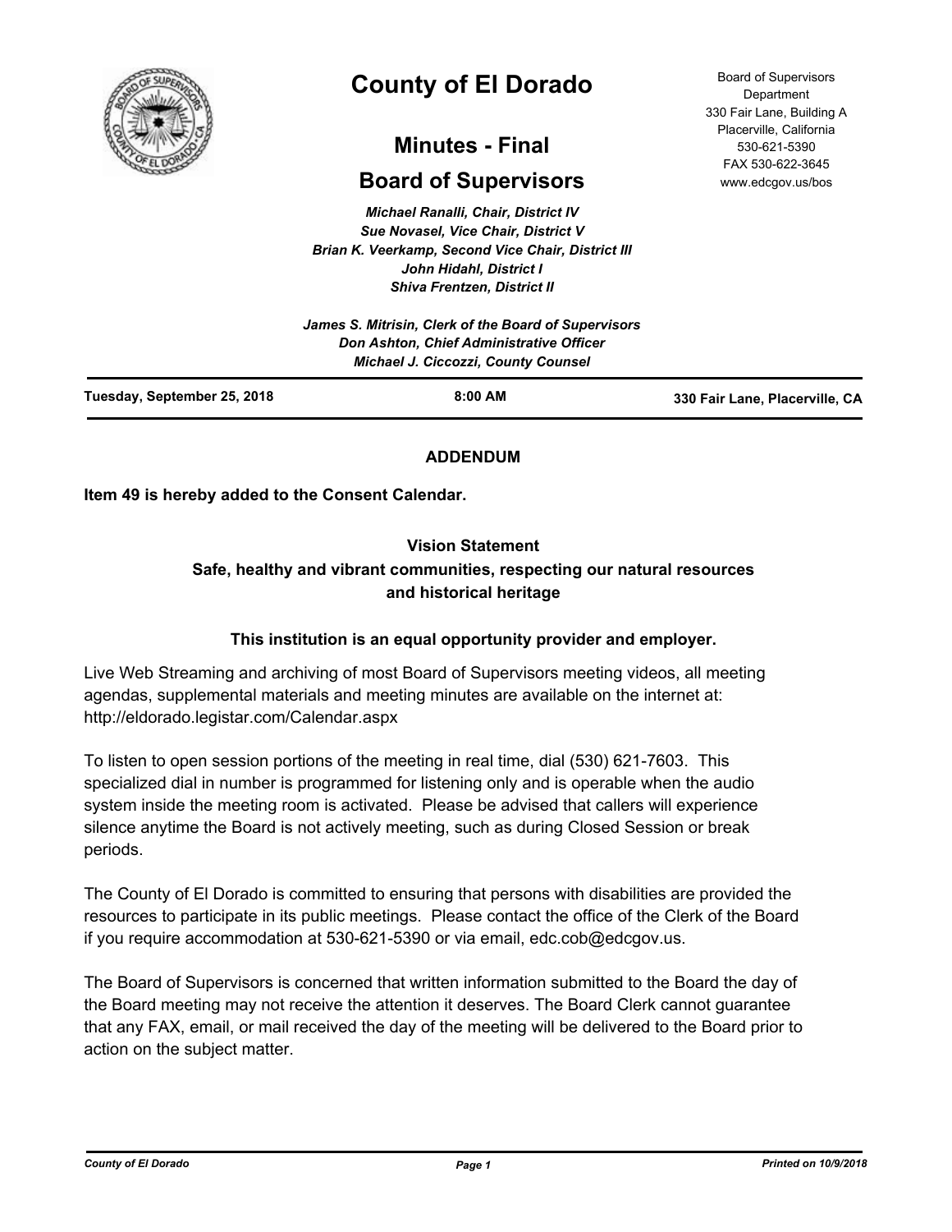# County of El Dorado

## Minutes - Final

## Board of Supervisors

*Michael Ranalli, Chair, District IV*
*Sue Novasel, Vice Chair, District V*
*Brian K. Veerkamp, Second Vice Chair, District III*
*John Hidahl, District I*
*Shiva Frentzen, District II*

*James S. Mitrisin, Clerk of the Board of Supervisors*
*Don Ashton, Chief Administrative Officer*
*Michael J. Ciccozzi, County Counsel*

Board of Supervisors Department
330 Fair Lane, Building A
Placerville, California
530-621-5390
FAX 530-622-3645
www.edcgov.us/bos

**Tuesday, September 25, 2018** | **8:00 AM** | **330 Fair Lane, Placerville, CA**

**ADDENDUM**

**Item 49 is hereby added to the Consent Calendar.**

**Vision Statement**
**Safe, healthy and vibrant communities, respecting our natural resources and historical heritage**

**This institution is an equal opportunity provider and employer.**

Live Web Streaming and archiving of most Board of Supervisors meeting videos, all meeting agendas, supplemental materials and meeting minutes are available on the internet at: http://eldorado.legistar.com/Calendar.aspx

To listen to open session portions of the meeting in real time, dial (530) 621-7603. This specialized dial in number is programmed for listening only and is operable when the audio system inside the meeting room is activated. Please be advised that callers will experience silence anytime the Board is not actively meeting, such as during Closed Session or break periods.

The County of El Dorado is committed to ensuring that persons with disabilities are provided the resources to participate in its public meetings. Please contact the office of the Clerk of the Board if you require accommodation at 530-621-5390 or via email, edc.cob@edcgov.us.

The Board of Supervisors is concerned that written information submitted to the Board the day of the Board meeting may not receive the attention it deserves. The Board Clerk cannot guarantee that any FAX, email, or mail received the day of the meeting will be delivered to the Board prior to action on the subject matter.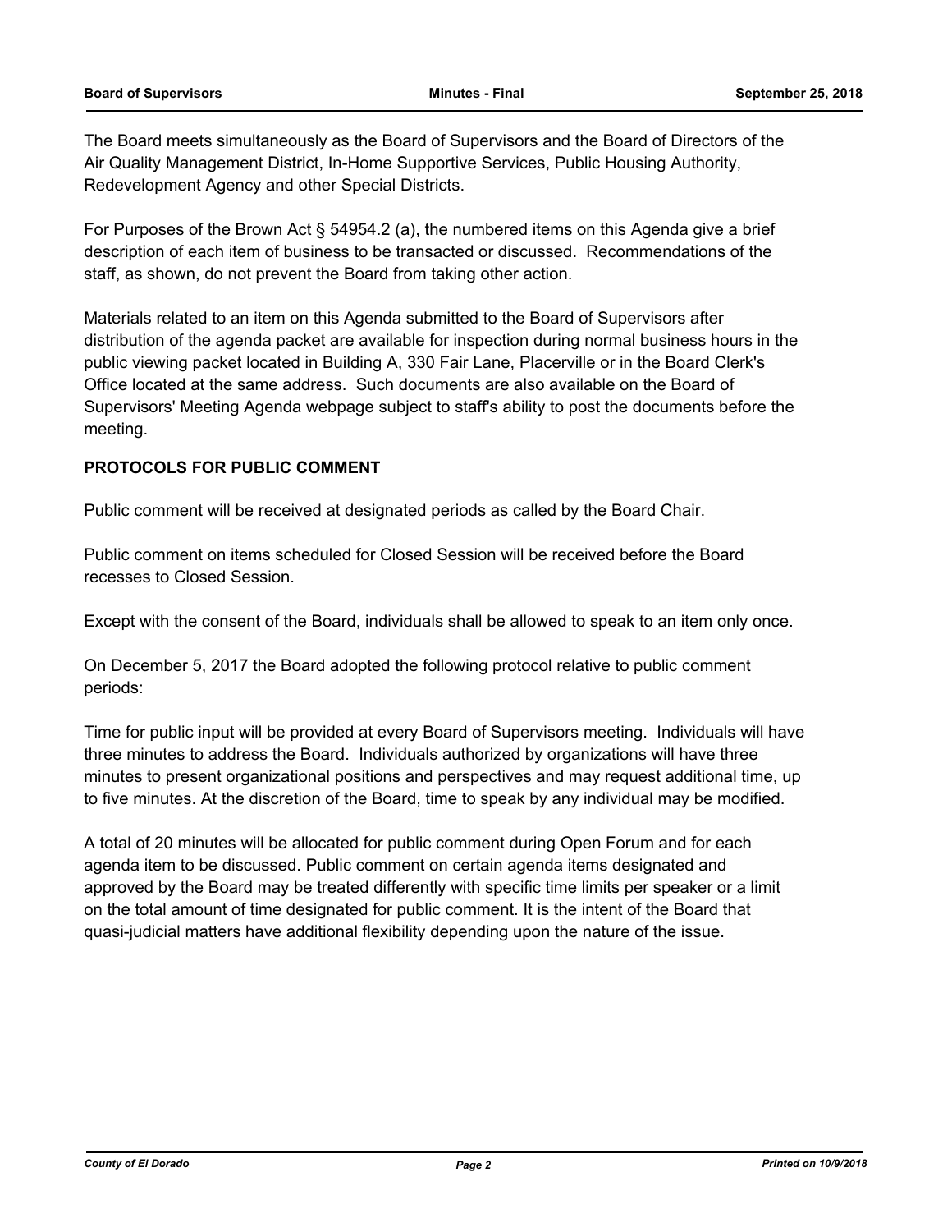The Board meets simultaneously as the Board of Supervisors and the Board of Directors of the Air Quality Management District, In-Home Supportive Services, Public Housing Authority, Redevelopment Agency and other Special Districts.

For Purposes of the Brown Act § 54954.2 (a), the numbered items on this Agenda give a brief description of each item of business to be transacted or discussed. Recommendations of the staff, as shown, do not prevent the Board from taking other action.

Materials related to an item on this Agenda submitted to the Board of Supervisors after distribution of the agenda packet are available for inspection during normal business hours in the public viewing packet located in Building A, 330 Fair Lane, Placerville or in the Board Clerk's Office located at the same address. Such documents are also available on the Board of Supervisors' Meeting Agenda webpage subject to staff's ability to post the documents before the meeting.

**PROTOCOLS FOR PUBLIC COMMENT**

Public comment will be received at designated periods as called by the Board Chair.

Public comment on items scheduled for Closed Session will be received before the Board recesses to Closed Session.

Except with the consent of the Board, individuals shall be allowed to speak to an item only once.

On December 5, 2017 the Board adopted the following protocol relative to public comment periods:

Time for public input will be provided at every Board of Supervisors meeting. Individuals will have three minutes to address the Board. Individuals authorized by organizations will have three minutes to present organizational positions and perspectives and may request additional time, up to five minutes. At the discretion of the Board, time to speak by any individual may be modified.

A total of 20 minutes will be allocated for public comment during Open Forum and for each agenda item to be discussed. Public comment on certain agenda items designated and approved by the Board may be treated differently with specific time limits per speaker or a limit on the total amount of time designated for public comment. It is the intent of the Board that quasi-judicial matters have additional flexibility depending upon the nature of the issue.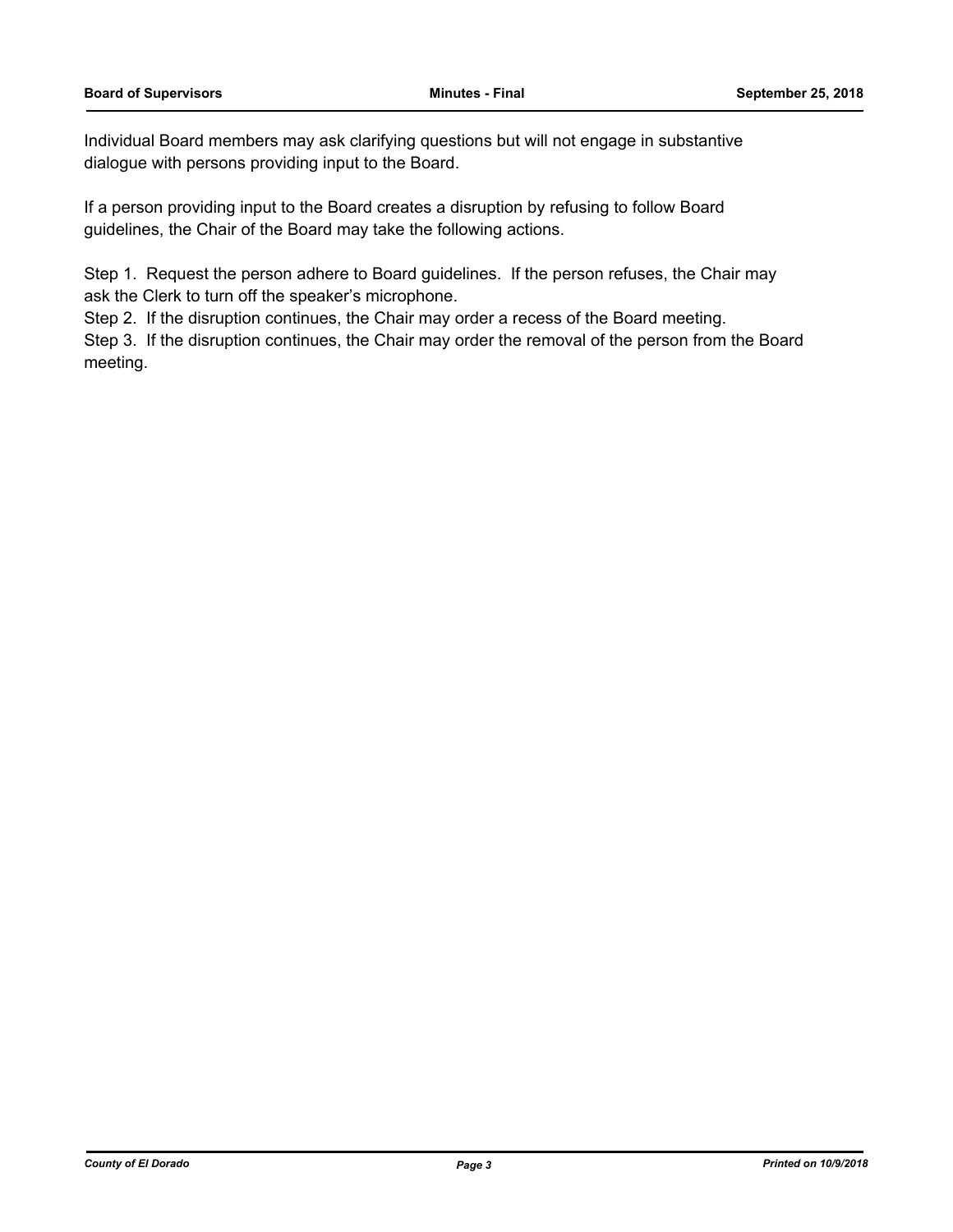Individual Board members may ask clarifying questions but will not engage in substantive dialogue with persons providing input to the Board.

If a person providing input to the Board creates a disruption by refusing to follow Board guidelines, the Chair of the Board may take the following actions.

Step 1. Request the person adhere to Board guidelines. If the person refuses, the Chair may ask the Clerk to turn off the speaker's microphone.
Step 2. If the disruption continues, the Chair may order a recess of the Board meeting.
Step 3. If the disruption continues, the Chair may order the removal of the person from the Board meeting.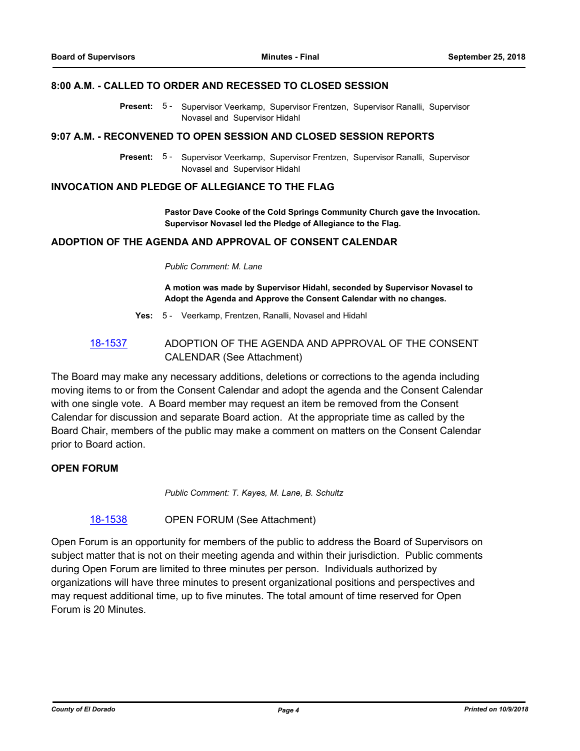## 8:00 A.M. - CALLED TO ORDER AND RECESSED TO CLOSED SESSION

**Present:** 5 - Supervisor Veerkamp, Supervisor Frentzen, Supervisor Ranalli, Supervisor Novasel and Supervisor Hidahl

## 9:07 A.M. - RECONVENED TO OPEN SESSION AND CLOSED SESSION REPORTS

**Present:** 5 - Supervisor Veerkamp, Supervisor Frentzen, Supervisor Ranalli, Supervisor Novasel and Supervisor Hidahl

## INVOCATION AND PLEDGE OF ALLEGIANCE TO THE FLAG

**Pastor Dave Cooke of the Cold Springs Community Church gave the Invocation. Supervisor Novasel led the Pledge of Allegiance to the Flag.**

## ADOPTION OF THE AGENDA AND APPROVAL OF CONSENT CALENDAR

*Public Comment: M. Lane*

**A motion was made by Supervisor Hidahl, seconded by Supervisor Novasel to Adopt the Agenda and Approve the Consent Calendar with no changes.**

**Yes:** 5 - Veerkamp, Frentzen, Ranalli, Novasel and Hidahl

18-1537 ADOPTION OF THE AGENDA AND APPROVAL OF THE CONSENT CALENDAR (See Attachment)

The Board may make any necessary additions, deletions or corrections to the agenda including moving items to or from the Consent Calendar and adopt the agenda and the Consent Calendar with one single vote. A Board member may request an item be removed from the Consent Calendar for discussion and separate Board action. At the appropriate time as called by the Board Chair, members of the public may make a comment on matters on the Consent Calendar prior to Board action.

## OPEN FORUM

*Public Comment: T. Kayes, M. Lane, B. Schultz*

18-1538 OPEN FORUM (See Attachment)

Open Forum is an opportunity for members of the public to address the Board of Supervisors on subject matter that is not on their meeting agenda and within their jurisdiction. Public comments during Open Forum are limited to three minutes per person. Individuals authorized by organizations will have three minutes to present organizational positions and perspectives and may request additional time, up to five minutes. The total amount of time reserved for Open Forum is 20 Minutes.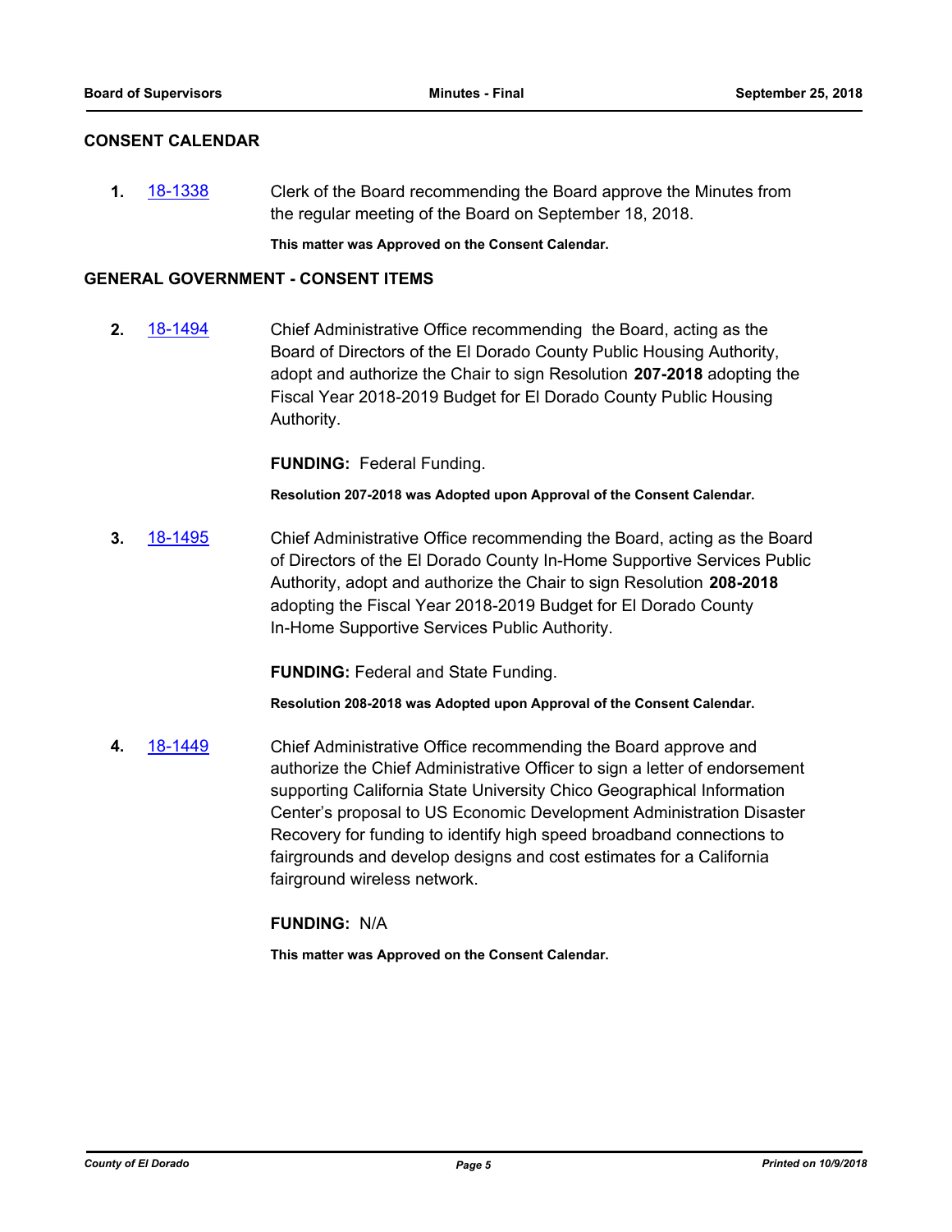## CONSENT CALENDAR

**1.** 18-1338 Clerk of the Board recommending the Board approve the Minutes from the regular meeting of the Board on September 18, 2018.

**This matter was Approved on the Consent Calendar.**

## GENERAL GOVERNMENT - CONSENT ITEMS

**2.** 18-1494 Chief Administrative Office recommending the Board, acting as the Board of Directors of the El Dorado County Public Housing Authority, adopt and authorize the Chair to sign Resolution **207-2018** adopting the Fiscal Year 2018-2019 Budget for El Dorado County Public Housing Authority.

**FUNDING:** Federal Funding.

**Resolution 207-2018 was Adopted upon Approval of the Consent Calendar.**

**3.** 18-1495 Chief Administrative Office recommending the Board, acting as the Board of Directors of the El Dorado County In-Home Supportive Services Public Authority, adopt and authorize the Chair to sign Resolution **208-2018** adopting the Fiscal Year 2018-2019 Budget for El Dorado County In-Home Supportive Services Public Authority.

**FUNDING:** Federal and State Funding.

**Resolution 208-2018 was Adopted upon Approval of the Consent Calendar.**

**4.** 18-1449 Chief Administrative Office recommending the Board approve and authorize the Chief Administrative Officer to sign a letter of endorsement supporting California State University Chico Geographical Information Center's proposal to US Economic Development Administration Disaster Recovery for funding to identify high speed broadband connections to fairgrounds and develop designs and cost estimates for a California fairground wireless network.

**FUNDING:** N/A

**This matter was Approved on the Consent Calendar.**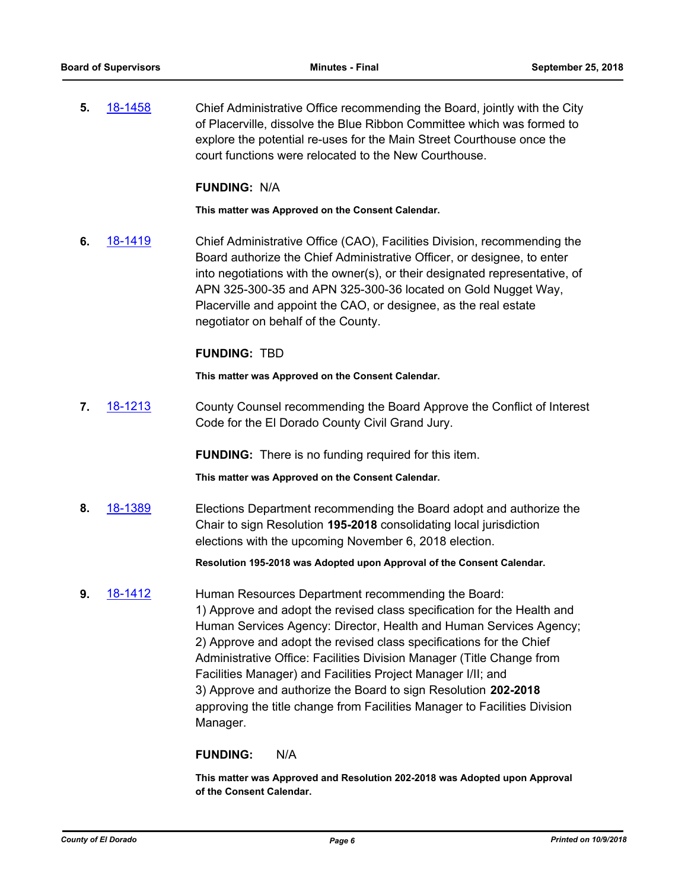**5.** 18-1458 Chief Administrative Office recommending the Board, jointly with the City of Placerville, dissolve the Blue Ribbon Committee which was formed to explore the potential re-uses for the Main Street Courthouse once the court functions were relocated to the New Courthouse.

**FUNDING:** N/A

**This matter was Approved on the Consent Calendar.**

**6.** 18-1419 Chief Administrative Office (CAO), Facilities Division, recommending the Board authorize the Chief Administrative Officer, or designee, to enter into negotiations with the owner(s), or their designated representative, of APN 325-300-35 and APN 325-300-36 located on Gold Nugget Way, Placerville and appoint the CAO, or designee, as the real estate negotiator on behalf of the County.

**FUNDING:** TBD

**This matter was Approved on the Consent Calendar.**

**7.** 18-1213 County Counsel recommending the Board Approve the Conflict of Interest Code for the El Dorado County Civil Grand Jury.

**FUNDING:** There is no funding required for this item.

**This matter was Approved on the Consent Calendar.**

**8.** 18-1389 Elections Department recommending the Board adopt and authorize the Chair to sign Resolution **195-2018** consolidating local jurisdiction elections with the upcoming November 6, 2018 election.

**Resolution 195-2018 was Adopted upon Approval of the Consent Calendar.**

**9.** 18-1412 Human Resources Department recommending the Board:
1) Approve and adopt the revised class specification for the Health and Human Services Agency: Director, Health and Human Services Agency;
2) Approve and adopt the revised class specifications for the Chief Administrative Office: Facilities Division Manager (Title Change from Facilities Manager) and Facilities Project Manager I/II; and
3) Approve and authorize the Board to sign Resolution **202-2018** approving the title change from Facilities Manager to Facilities Division Manager.

**FUNDING:** N/A

**This matter was Approved and Resolution 202-2018 was Adopted upon Approval of the Consent Calendar.**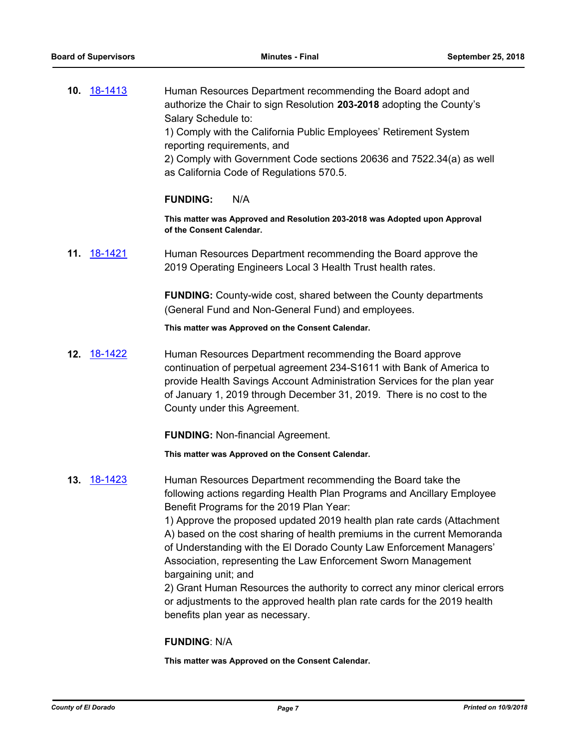**10.** 18-1413 Human Resources Department recommending the Board adopt and authorize the Chair to sign Resolution **203-2018** adopting the County's Salary Schedule to:
1) Comply with the California Public Employees' Retirement System reporting requirements, and
2) Comply with Government Code sections 20636 and 7522.34(a) as well as California Code of Regulations 570.5.

**FUNDING:** N/A

**This matter was Approved and Resolution 203-2018 was Adopted upon Approval of the Consent Calendar.**

**11.** 18-1421 Human Resources Department recommending the Board approve the 2019 Operating Engineers Local 3 Health Trust health rates.

**FUNDING:** County-wide cost, shared between the County departments (General Fund and Non-General Fund) and employees.

**This matter was Approved on the Consent Calendar.**

**12.** 18-1422 Human Resources Department recommending the Board approve continuation of perpetual agreement 234-S1611 with Bank of America to provide Health Savings Account Administration Services for the plan year of January 1, 2019 through December 31, 2019. There is no cost to the County under this Agreement.

**FUNDING:** Non-financial Agreement.

**This matter was Approved on the Consent Calendar.**

**13.** 18-1423 Human Resources Department recommending the Board take the following actions regarding Health Plan Programs and Ancillary Employee Benefit Programs for the 2019 Plan Year:
1) Approve the proposed updated 2019 health plan rate cards (Attachment A) based on the cost sharing of health premiums in the current Memoranda of Understanding with the El Dorado County Law Enforcement Managers' Association, representing the Law Enforcement Sworn Management bargaining unit; and
2) Grant Human Resources the authority to correct any minor clerical errors or adjustments to the approved health plan rate cards for the 2019 health benefits plan year as necessary.

**FUNDING**: N/A

**This matter was Approved on the Consent Calendar.**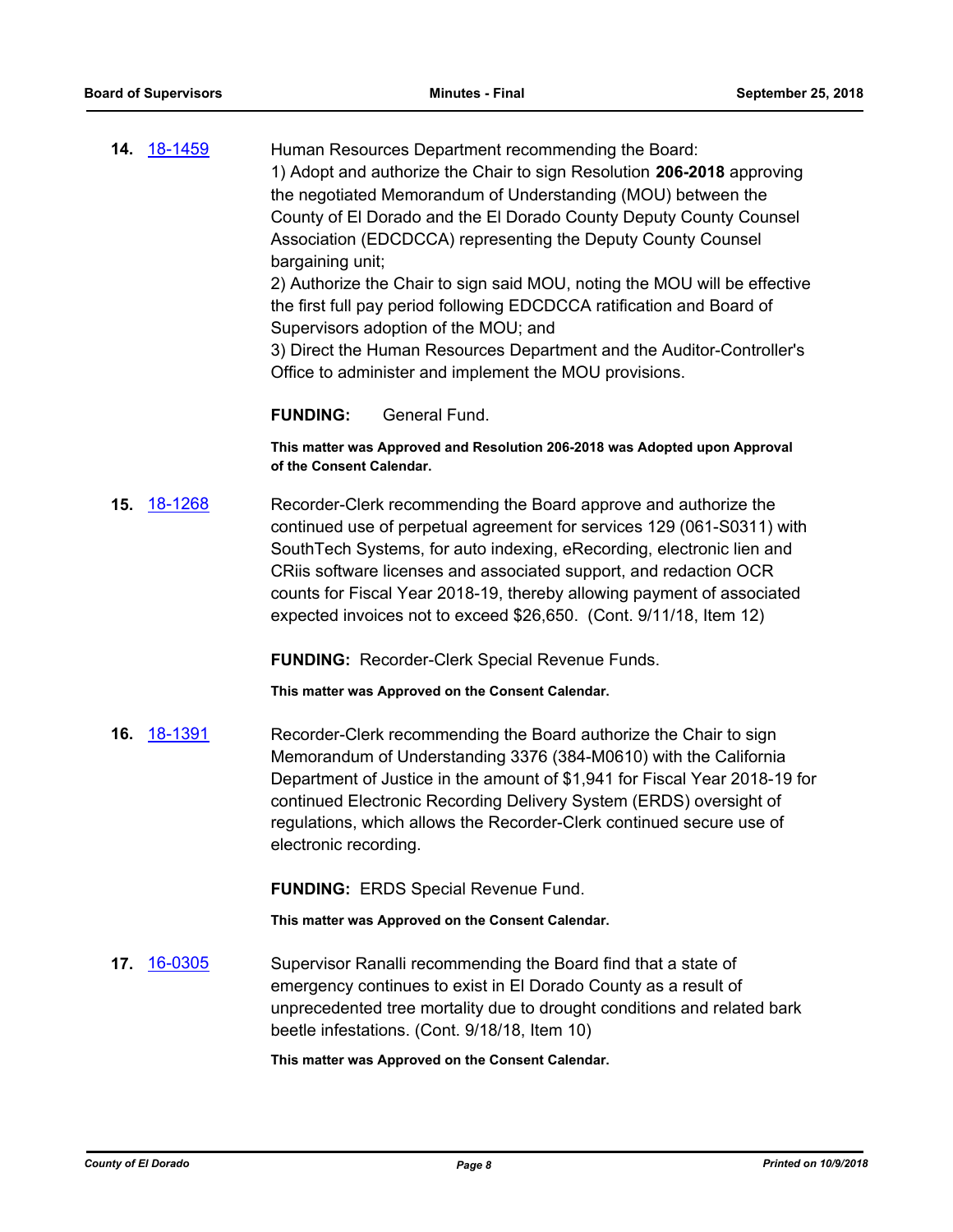**14.** 18-1459

Human Resources Department recommending the Board:
1) Adopt and authorize the Chair to sign Resolution **206-2018** approving the negotiated Memorandum of Understanding (MOU) between the County of El Dorado and the El Dorado County Deputy County Counsel Association (EDCDCCA) representing the Deputy County Counsel bargaining unit;
2) Authorize the Chair to sign said MOU, noting the MOU will be effective the first full pay period following EDCDCCA ratification and Board of Supervisors adoption of the MOU; and
3) Direct the Human Resources Department and the Auditor-Controller's Office to administer and implement the MOU provisions.

**FUNDING:** General Fund.

**This matter was Approved and Resolution 206-2018 was Adopted upon Approval of the Consent Calendar.**

**15.** 18-1268

Recorder-Clerk recommending the Board approve and authorize the continued use of perpetual agreement for services 129 (061-S0311) with SouthTech Systems, for auto indexing, eRecording, electronic lien and CRiis software licenses and associated support, and redaction OCR counts for Fiscal Year 2018-19, thereby allowing payment of associated expected invoices not to exceed $26,650. (Cont. 9/11/18, Item 12)

**FUNDING:** Recorder-Clerk Special Revenue Funds.

**This matter was Approved on the Consent Calendar.**

**16.** 18-1391

Recorder-Clerk recommending the Board authorize the Chair to sign Memorandum of Understanding 3376 (384-M0610) with the California Department of Justice in the amount of $1,941 for Fiscal Year 2018-19 for continued Electronic Recording Delivery System (ERDS) oversight of regulations, which allows the Recorder-Clerk continued secure use of electronic recording.

**FUNDING:** ERDS Special Revenue Fund.

**This matter was Approved on the Consent Calendar.**

**17.** 16-0305

Supervisor Ranalli recommending the Board find that a state of emergency continues to exist in El Dorado County as a result of unprecedented tree mortality due to drought conditions and related bark beetle infestations. (Cont. 9/18/18, Item 10)

**This matter was Approved on the Consent Calendar.**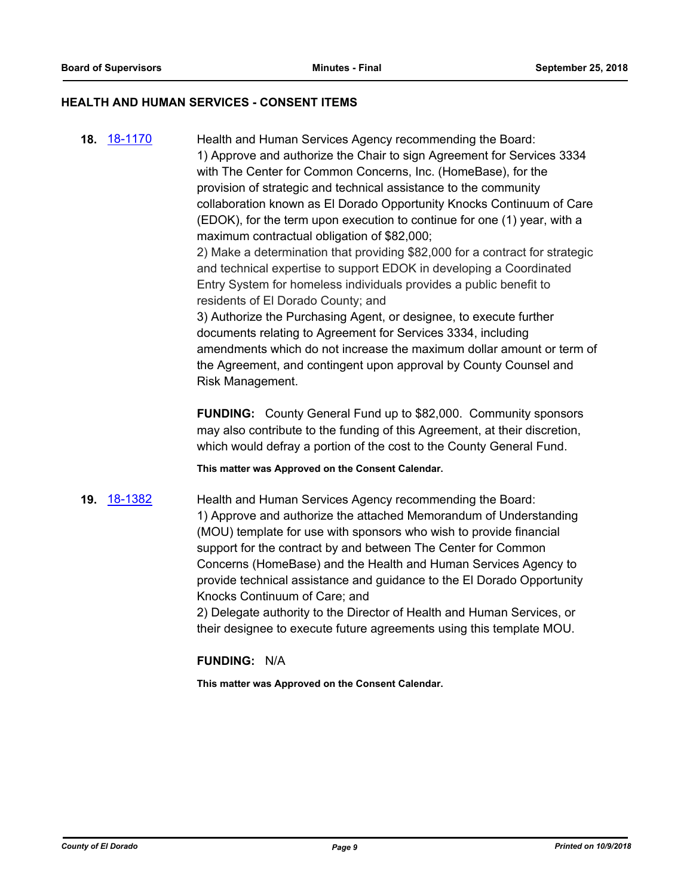## HEALTH AND HUMAN SERVICES - CONSENT ITEMS

**18.** 18-1170

Health and Human Services Agency recommending the Board:
1) Approve and authorize the Chair to sign Agreement for Services 3334 with The Center for Common Concerns, Inc. (HomeBase), for the provision of strategic and technical assistance to the community collaboration known as El Dorado Opportunity Knocks Continuum of Care (EDOK), for the term upon execution to continue for one (1) year, with a maximum contractual obligation of $82,000;
2) Make a determination that providing $82,000 for a contract for strategic and technical expertise to support EDOK in developing a Coordinated Entry System for homeless individuals provides a public benefit to residents of El Dorado County; and
3) Authorize the Purchasing Agent, or designee, to execute further documents relating to Agreement for Services 3334, including amendments which do not increase the maximum dollar amount or term of the Agreement, and contingent upon approval by County Counsel and Risk Management.

**FUNDING:** County General Fund up to $82,000. Community sponsors may also contribute to the funding of this Agreement, at their discretion, which would defray a portion of the cost to the County General Fund.

**This matter was Approved on the Consent Calendar.**

**19.** 18-1382

Health and Human Services Agency recommending the Board:
1) Approve and authorize the attached Memorandum of Understanding (MOU) template for use with sponsors who wish to provide financial support for the contract by and between The Center for Common Concerns (HomeBase) and the Health and Human Services Agency to provide technical assistance and guidance to the El Dorado Opportunity Knocks Continuum of Care; and
2) Delegate authority to the Director of Health and Human Services, or their designee to execute future agreements using this template MOU.

**FUNDING:** N/A

**This matter was Approved on the Consent Calendar.**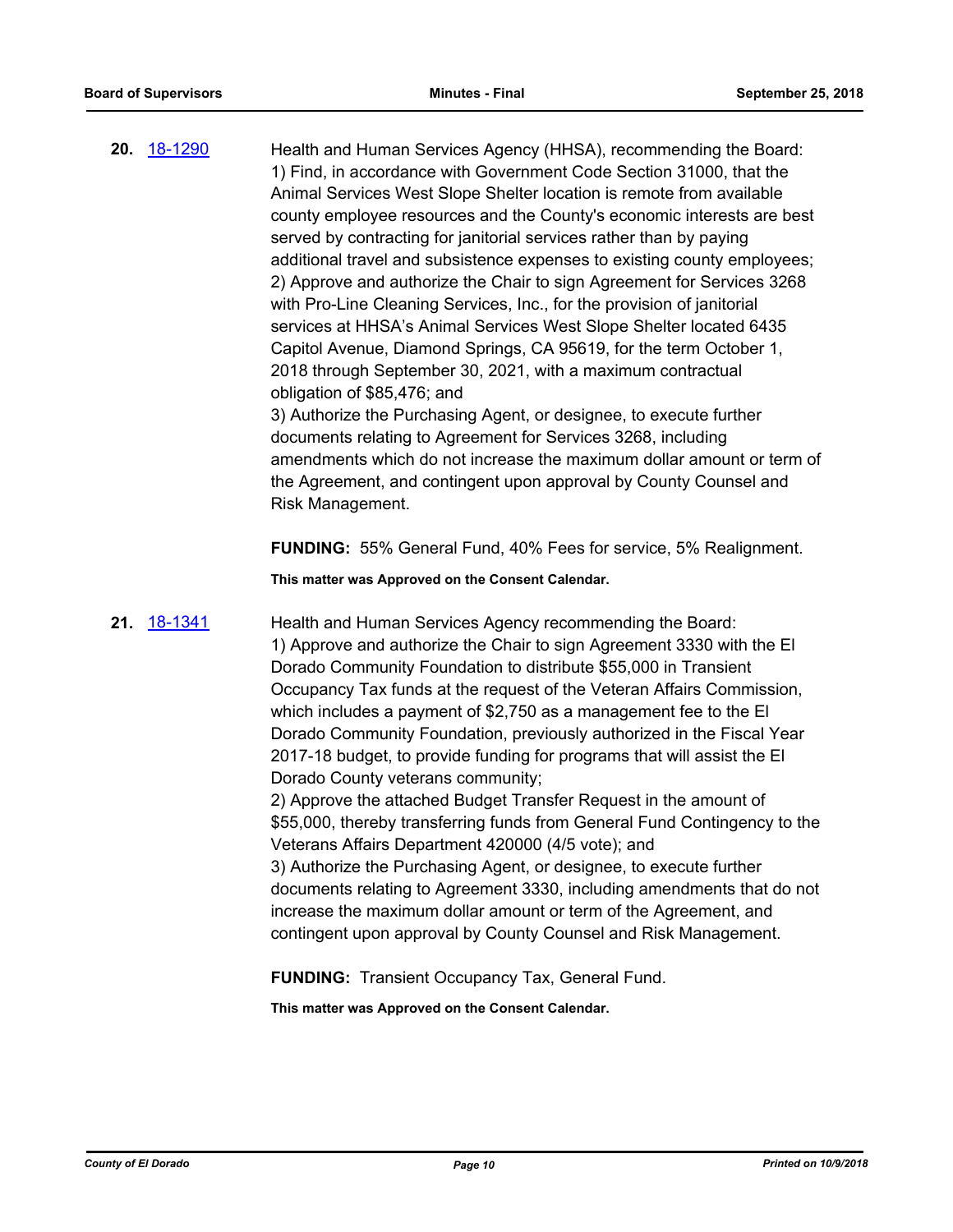**20.** [18-1290](18-1290)

Health and Human Services Agency (HHSA), recommending the Board:
1) Find, in accordance with Government Code Section 31000, that the Animal Services West Slope Shelter location is remote from available county employee resources and the County's economic interests are best served by contracting for janitorial services rather than by paying additional travel and subsistence expenses to existing county employees;
2) Approve and authorize the Chair to sign Agreement for Services 3268 with Pro-Line Cleaning Services, Inc., for the provision of janitorial services at HHSA's Animal Services West Slope Shelter located 6435 Capitol Avenue, Diamond Springs, CA 95619, for the term October 1, 2018 through September 30, 2021, with a maximum contractual obligation of $85,476; and
3) Authorize the Purchasing Agent, or designee, to execute further documents relating to Agreement for Services 3268, including amendments which do not increase the maximum dollar amount or term of the Agreement, and contingent upon approval by County Counsel and Risk Management.

**FUNDING:** 55% General Fund, 40% Fees for service, 5% Realignment.

**This matter was Approved on the Consent Calendar.**

**21.** [18-1341](18-1341)

Health and Human Services Agency recommending the Board:
1) Approve and authorize the Chair to sign Agreement 3330 with the El Dorado Community Foundation to distribute $55,000 in Transient Occupancy Tax funds at the request of the Veteran Affairs Commission, which includes a payment of $2,750 as a management fee to the El Dorado Community Foundation, previously authorized in the Fiscal Year 2017-18 budget, to provide funding for programs that will assist the El Dorado County veterans community;
2) Approve the attached Budget Transfer Request in the amount of $55,000, thereby transferring funds from General Fund Contingency to the Veterans Affairs Department 420000 (4/5 vote); and
3) Authorize the Purchasing Agent, or designee, to execute further documents relating to Agreement 3330, including amendments that do not increase the maximum dollar amount or term of the Agreement, and contingent upon approval by County Counsel and Risk Management.

**FUNDING:** Transient Occupancy Tax, General Fund.

**This matter was Approved on the Consent Calendar.**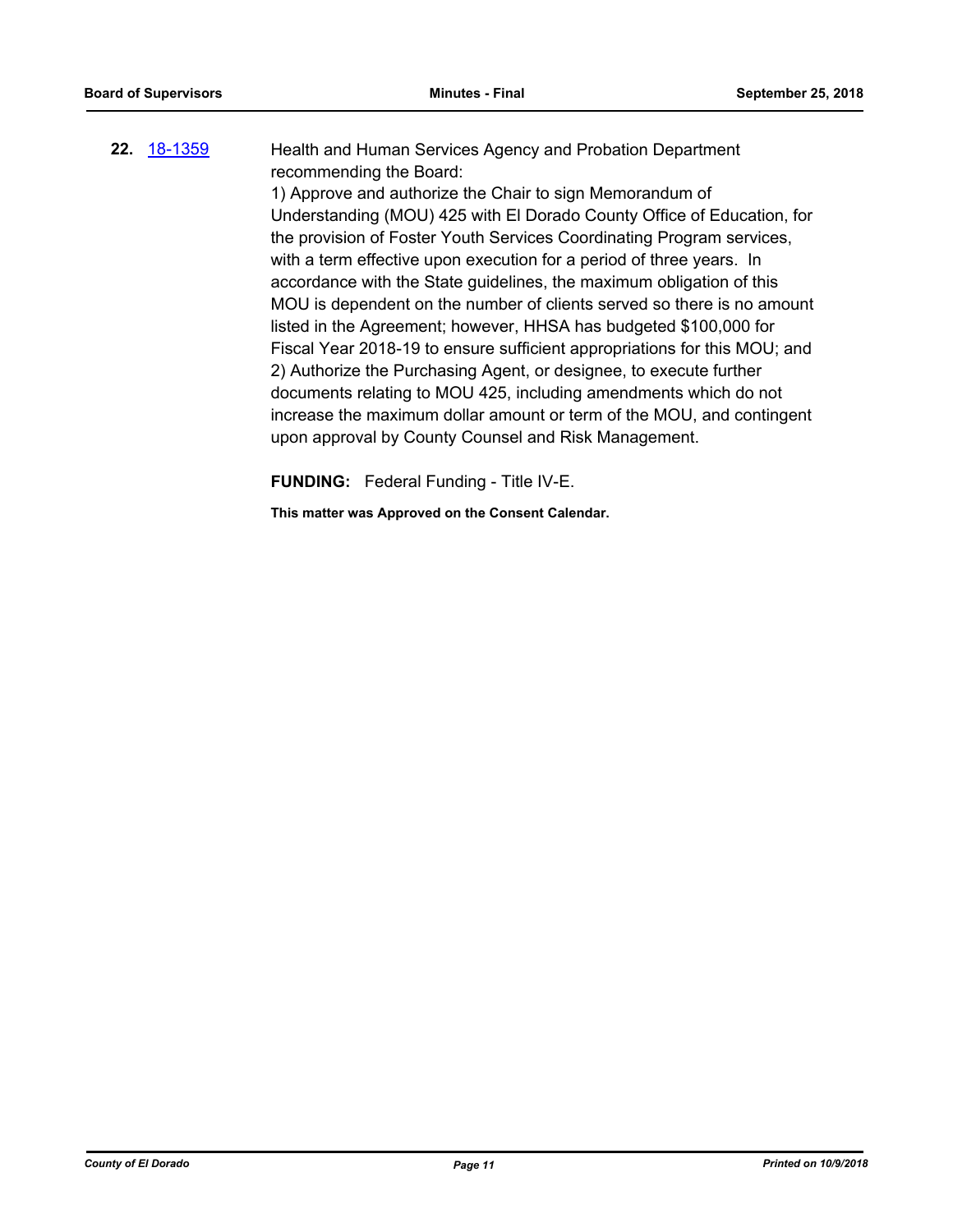**22.** [18-1359](18-1359)

Health and Human Services Agency and Probation Department recommending the Board:

1) Approve and authorize the Chair to sign Memorandum of Understanding (MOU) 425 with El Dorado County Office of Education, for the provision of Foster Youth Services Coordinating Program services, with a term effective upon execution for a period of three years. In accordance with the State guidelines, the maximum obligation of this MOU is dependent on the number of clients served so there is no amount listed in the Agreement; however, HHSA has budgeted $100,000 for Fiscal Year 2018-19 to ensure sufficient appropriations for this MOU; and

2) Authorize the Purchasing Agent, or designee, to execute further documents relating to MOU 425, including amendments which do not increase the maximum dollar amount or term of the MOU, and contingent upon approval by County Counsel and Risk Management.

**FUNDING:** Federal Funding - Title IV-E.

**This matter was Approved on the Consent Calendar.**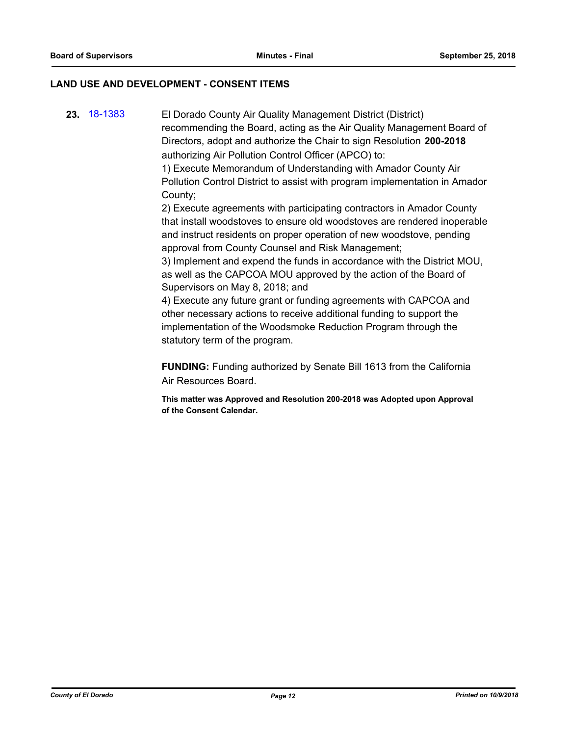## LAND USE AND DEVELOPMENT - CONSENT ITEMS

**23.** 18-1383 El Dorado County Air Quality Management District (District) recommending the Board, acting as the Air Quality Management Board of Directors, adopt and authorize the Chair to sign Resolution **200-2018** authorizing Air Pollution Control Officer (APCO) to:

1) Execute Memorandum of Understanding with Amador County Air Pollution Control District to assist with program implementation in Amador County;

2) Execute agreements with participating contractors in Amador County that install woodstoves to ensure old woodstoves are rendered inoperable and instruct residents on proper operation of new woodstove, pending approval from County Counsel and Risk Management;

3) Implement and expend the funds in accordance with the District MOU, as well as the CAPCOA MOU approved by the action of the Board of Supervisors on May 8, 2018; and

4) Execute any future grant or funding agreements with CAPCOA and other necessary actions to receive additional funding to support the implementation of the Woodsmoke Reduction Program through the statutory term of the program.

**FUNDING:** Funding authorized by Senate Bill 1613 from the California Air Resources Board.

**This matter was Approved and Resolution 200-2018 was Adopted upon Approval of the Consent Calendar.**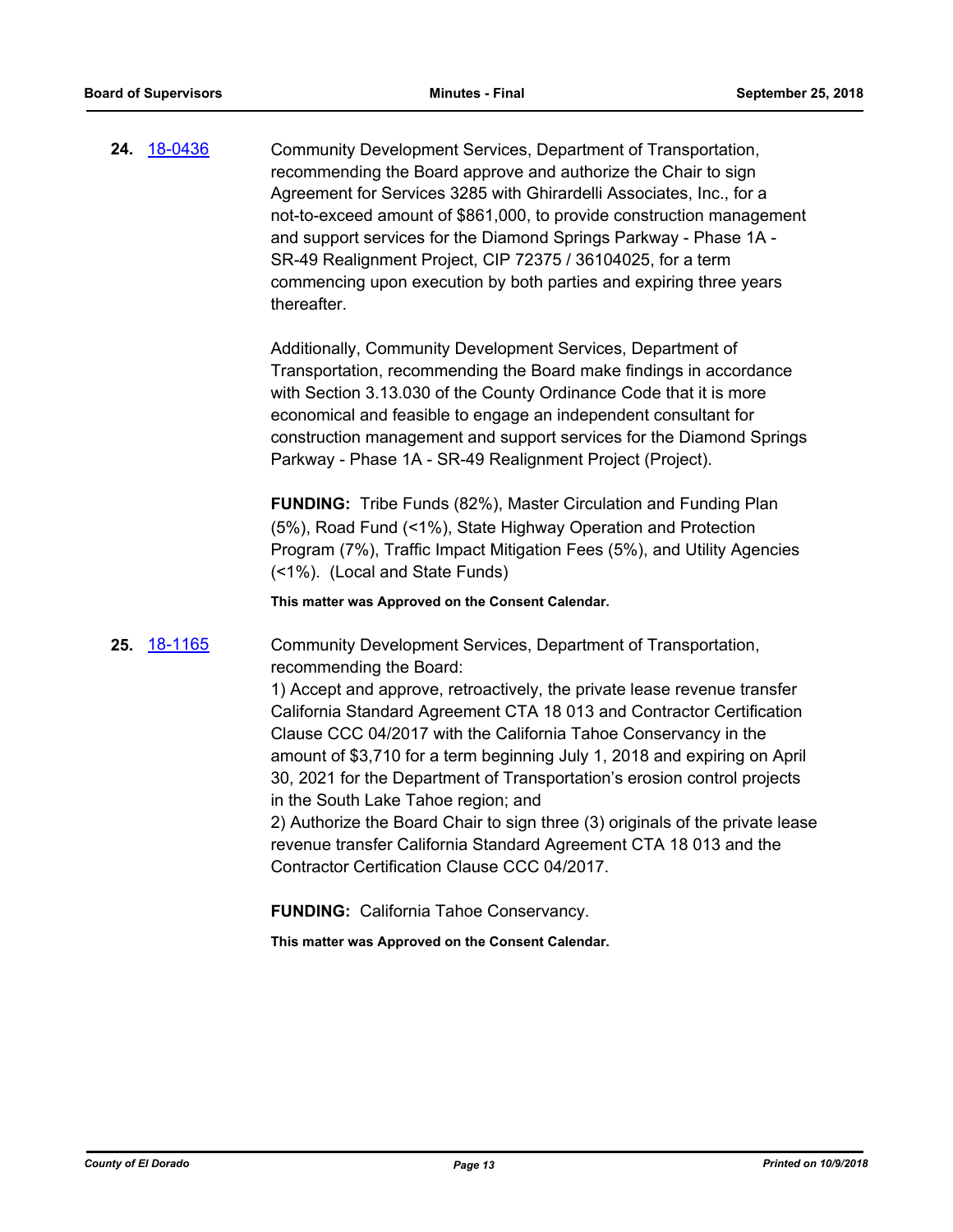**24.** [18-0436](18-0436)

Community Development Services, Department of Transportation, recommending the Board approve and authorize the Chair to sign Agreement for Services 3285 with Ghirardelli Associates, Inc., for a not-to-exceed amount of $861,000, to provide construction management and support services for the Diamond Springs Parkway - Phase 1A - SR-49 Realignment Project, CIP 72375 / 36104025, for a term commencing upon execution by both parties and expiring three years thereafter.

Additionally, Community Development Services, Department of Transportation, recommending the Board make findings in accordance with Section 3.13.030 of the County Ordinance Code that it is more economical and feasible to engage an independent consultant for construction management and support services for the Diamond Springs Parkway - Phase 1A - SR-49 Realignment Project (Project).

**FUNDING:** Tribe Funds (82%), Master Circulation and Funding Plan (5%), Road Fund (<1%), State Highway Operation and Protection Program (7%), Traffic Impact Mitigation Fees (5%), and Utility Agencies (<1%). (Local and State Funds)

**This matter was Approved on the Consent Calendar.**

**25.** [18-1165](18-1165)

Community Development Services, Department of Transportation, recommending the Board:

1) Accept and approve, retroactively, the private lease revenue transfer California Standard Agreement CTA 18 013 and Contractor Certification Clause CCC 04/2017 with the California Tahoe Conservancy in the amount of $3,710 for a term beginning July 1, 2018 and expiring on April 30, 2021 for the Department of Transportation's erosion control projects in the South Lake Tahoe region; and

2) Authorize the Board Chair to sign three (3) originals of the private lease revenue transfer California Standard Agreement CTA 18 013 and the Contractor Certification Clause CCC 04/2017.

**FUNDING:** California Tahoe Conservancy.

**This matter was Approved on the Consent Calendar.**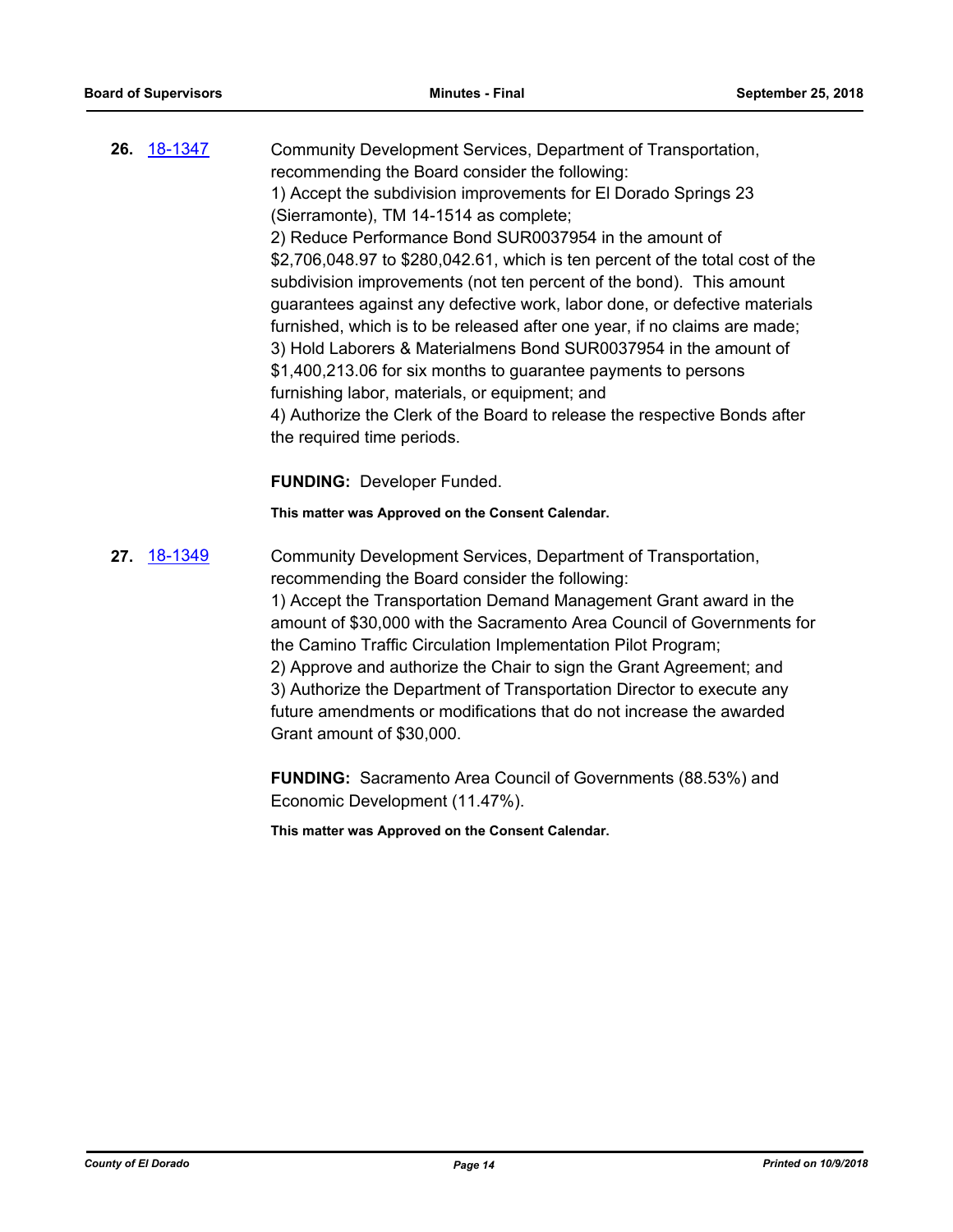**26.** 18-1347 Community Development Services, Department of Transportation, recommending the Board consider the following:

1) Accept the subdivision improvements for El Dorado Springs 23 (Sierramonte), TM 14-1514 as complete;

2) Reduce Performance Bond SUR0037954 in the amount of $2,706,048.97 to $280,042.61, which is ten percent of the total cost of the subdivision improvements (not ten percent of the bond). This amount guarantees against any defective work, labor done, or defective materials furnished, which is to be released after one year, if no claims are made;

3) Hold Laborers & Materialmens Bond SUR0037954 in the amount of $1,400,213.06 for six months to guarantee payments to persons furnishing labor, materials, or equipment; and

4) Authorize the Clerk of the Board to release the respective Bonds after the required time periods.

**FUNDING:** Developer Funded.

**This matter was Approved on the Consent Calendar.**

**27.** 18-1349 Community Development Services, Department of Transportation, recommending the Board consider the following:

1) Accept the Transportation Demand Management Grant award in the amount of $30,000 with the Sacramento Area Council of Governments for the Camino Traffic Circulation Implementation Pilot Program;

2) Approve and authorize the Chair to sign the Grant Agreement; and

3) Authorize the Department of Transportation Director to execute any future amendments or modifications that do not increase the awarded Grant amount of $30,000.

**FUNDING:** Sacramento Area Council of Governments (88.53%) and Economic Development (11.47%).

**This matter was Approved on the Consent Calendar.**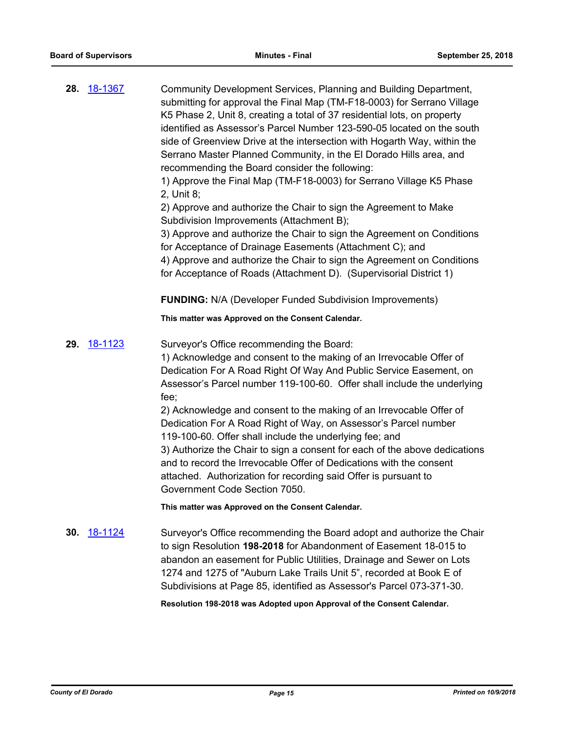**28.** 18-1367

Community Development Services, Planning and Building Department, submitting for approval the Final Map (TM-F18-0003) for Serrano Village K5 Phase 2, Unit 8, creating a total of 37 residential lots, on property identified as Assessor's Parcel Number 123-590-05 located on the south side of Greenview Drive at the intersection with Hogarth Way, within the Serrano Master Planned Community, in the El Dorado Hills area, and recommending the Board consider the following:
1) Approve the Final Map (TM-F18-0003) for Serrano Village K5 Phase 2, Unit 8;
2) Approve and authorize the Chair to sign the Agreement to Make Subdivision Improvements (Attachment B);
3) Approve and authorize the Chair to sign the Agreement on Conditions for Acceptance of Drainage Easements (Attachment C); and
4) Approve and authorize the Chair to sign the Agreement on Conditions for Acceptance of Roads (Attachment D). (Supervisorial District 1)

**FUNDING:** N/A (Developer Funded Subdivision Improvements)

**This matter was Approved on the Consent Calendar.**

**29.** 18-1123

Surveyor's Office recommending the Board:
1) Acknowledge and consent to the making of an Irrevocable Offer of Dedication For A Road Right Of Way And Public Service Easement, on Assessor's Parcel number 119-100-60. Offer shall include the underlying fee;
2) Acknowledge and consent to the making of an Irrevocable Offer of Dedication For A Road Right of Way, on Assessor's Parcel number 119-100-60. Offer shall include the underlying fee; and
3) Authorize the Chair to sign a consent for each of the above dedications and to record the Irrevocable Offer of Dedications with the consent attached. Authorization for recording said Offer is pursuant to Government Code Section 7050.

**This matter was Approved on the Consent Calendar.**

**30.** 18-1124

Surveyor's Office recommending the Board adopt and authorize the Chair to sign Resolution **198-2018** for Abandonment of Easement 18-015 to abandon an easement for Public Utilities, Drainage and Sewer on Lots 1274 and 1275 of "Auburn Lake Trails Unit 5", recorded at Book E of Subdivisions at Page 85, identified as Assessor's Parcel 073-371-30.

**Resolution 198-2018 was Adopted upon Approval of the Consent Calendar.**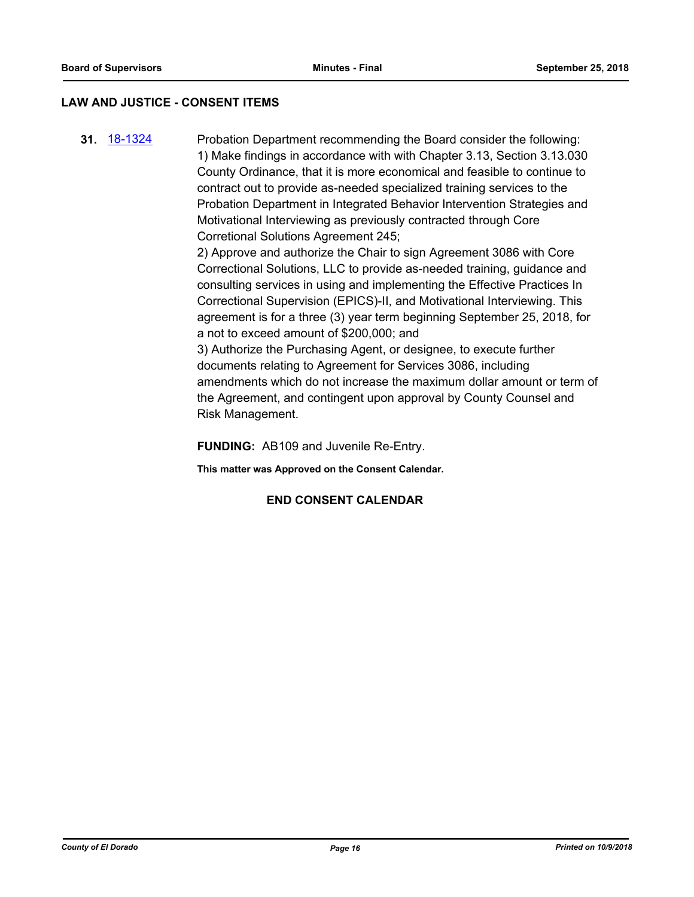## LAW AND JUSTICE - CONSENT ITEMS

**31.** 18-1324

Probation Department recommending the Board consider the following:
1) Make findings in accordance with with Chapter 3.13, Section 3.13.030 County Ordinance, that it is more economical and feasible to continue to contract out to provide as-needed specialized training services to the Probation Department in Integrated Behavior Intervention Strategies and Motivational Interviewing as previously contracted through Core Corretional Solutions Agreement 245;
2) Approve and authorize the Chair to sign Agreement 3086 with Core Correctional Solutions, LLC to provide as-needed training, guidance and consulting services in using and implementing the Effective Practices In Correctional Supervision (EPICS)-II, and Motivational Interviewing. This agreement is for a three (3) year term beginning September 25, 2018, for a not to exceed amount of $200,000; and
3) Authorize the Purchasing Agent, or designee, to execute further documents relating to Agreement for Services 3086, including amendments which do not increase the maximum dollar amount or term of the Agreement, and contingent upon approval by County Counsel and Risk Management.

**FUNDING:** AB109 and Juvenile Re-Entry.

**This matter was Approved on the Consent Calendar.**

**END CONSENT CALENDAR**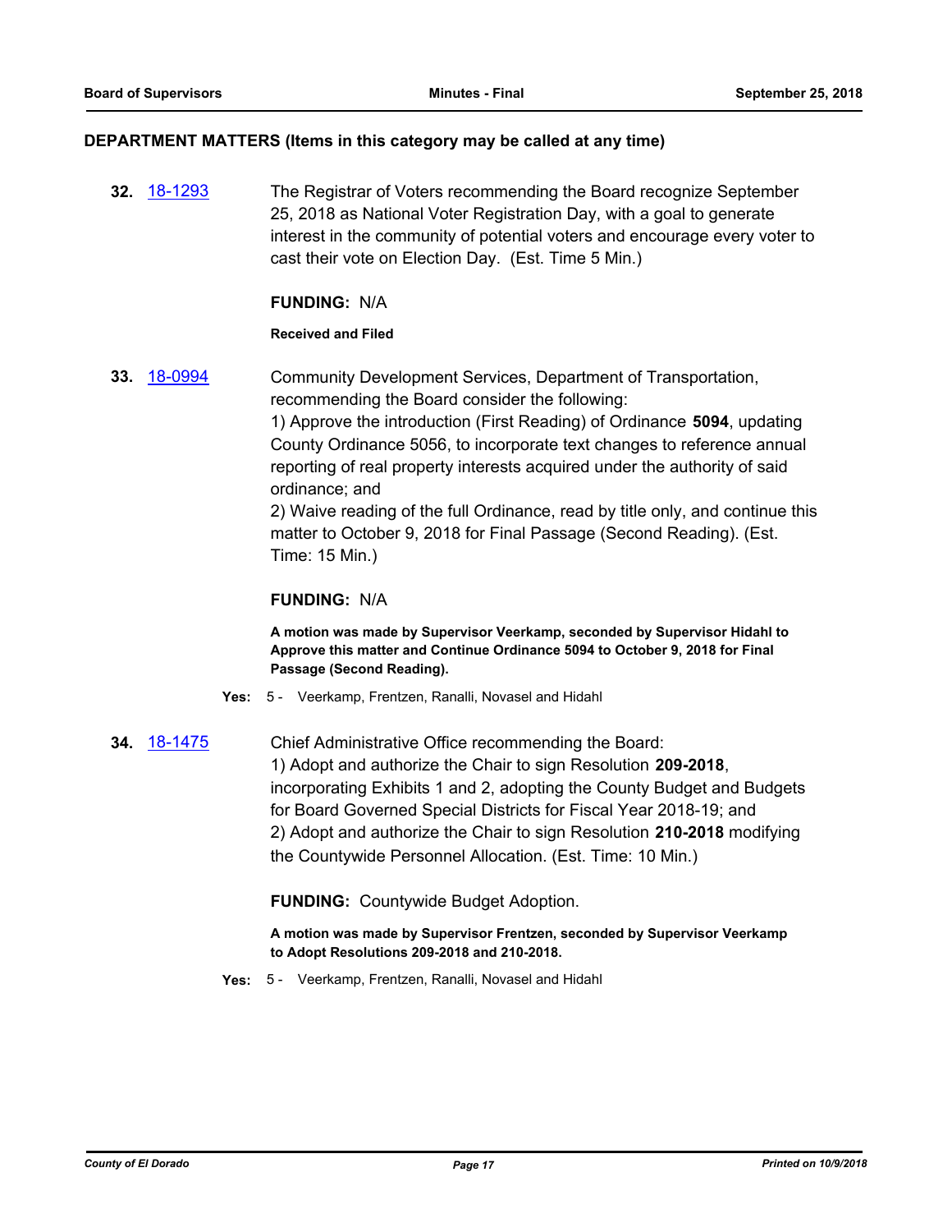## DEPARTMENT MATTERS (Items in this category may be called at any time)

**32.** [18-1293](18-1293) The Registrar of Voters recommending the Board recognize September 25, 2018 as National Voter Registration Day, with a goal to generate interest in the community of potential voters and encourage every voter to cast their vote on Election Day. (Est. Time 5 Min.)

**FUNDING:** N/A

**Received and Filed**

**33.** [18-0994](18-0994) Community Development Services, Department of Transportation, recommending the Board consider the following:
1) Approve the introduction (First Reading) of Ordinance **5094**, updating County Ordinance 5056, to incorporate text changes to reference annual reporting of real property interests acquired under the authority of said ordinance; and
2) Waive reading of the full Ordinance, read by title only, and continue this matter to October 9, 2018 for Final Passage (Second Reading). (Est. Time: 15 Min.)

**FUNDING:** N/A

**A motion was made by Supervisor Veerkamp, seconded by Supervisor Hidahl to Approve this matter and Continue Ordinance 5094 to October 9, 2018 for Final Passage (Second Reading).**

**Yes:** 5 - Veerkamp, Frentzen, Ranalli, Novasel and Hidahl

**34.** [18-1475](18-1475) Chief Administrative Office recommending the Board:
1) Adopt and authorize the Chair to sign Resolution **209-2018**, incorporating Exhibits 1 and 2, adopting the County Budget and Budgets for Board Governed Special Districts for Fiscal Year 2018-19; and
2) Adopt and authorize the Chair to sign Resolution **210-2018** modifying the Countywide Personnel Allocation. (Est. Time: 10 Min.)

**FUNDING:** Countywide Budget Adoption.

**A motion was made by Supervisor Frentzen, seconded by Supervisor Veerkamp to Adopt Resolutions 209-2018 and 210-2018.**

**Yes:** 5 - Veerkamp, Frentzen, Ranalli, Novasel and Hidahl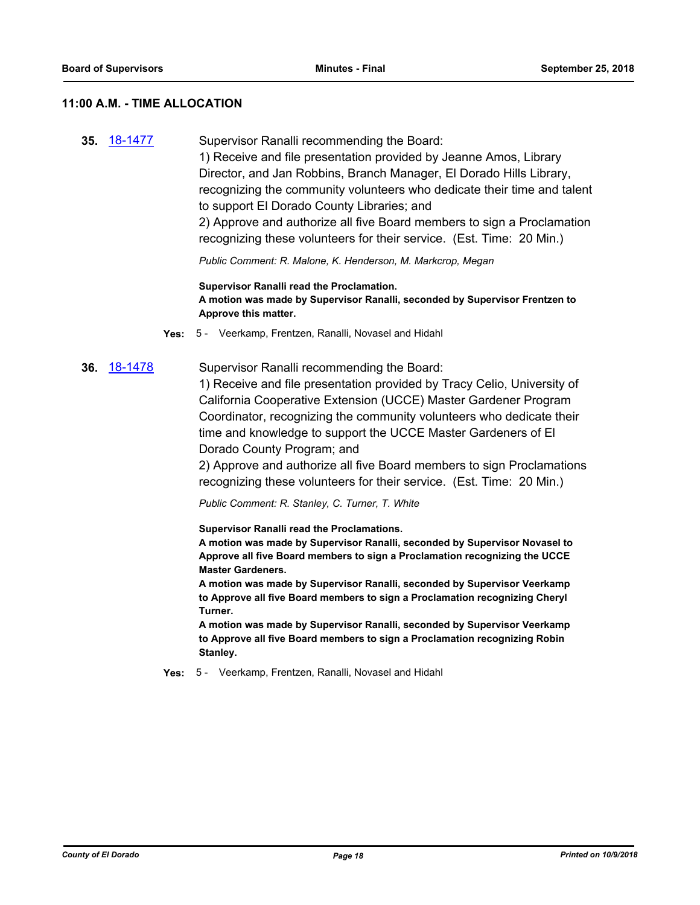## 11:00 A.M. - TIME ALLOCATION

**35.** 18-1477

Supervisor Ranalli recommending the Board:
1) Receive and file presentation provided by Jeanne Amos, Library Director, and Jan Robbins, Branch Manager, El Dorado Hills Library, recognizing the community volunteers who dedicate their time and talent to support El Dorado County Libraries; and
2) Approve and authorize all five Board members to sign a Proclamation recognizing these volunteers for their service. (Est. Time: 20 Min.)

*Public Comment: R. Malone, K. Henderson, M. Markcrop, Megan*

**Supervisor Ranalli read the Proclamation.**
**A motion was made by Supervisor Ranalli, seconded by Supervisor Frentzen to Approve this matter.**

**Yes:** 5 - Veerkamp, Frentzen, Ranalli, Novasel and Hidahl

**36.** 18-1478

Supervisor Ranalli recommending the Board:
1) Receive and file presentation provided by Tracy Celio, University of California Cooperative Extension (UCCE) Master Gardener Program Coordinator, recognizing the community volunteers who dedicate their time and knowledge to support the UCCE Master Gardeners of El Dorado County Program; and
2) Approve and authorize all five Board members to sign Proclamations recognizing these volunteers for their service. (Est. Time: 20 Min.)

*Public Comment: R. Stanley, C. Turner, T. White*

**Supervisor Ranalli read the Proclamations.**
**A motion was made by Supervisor Ranalli, seconded by Supervisor Novasel to Approve all five Board members to sign a Proclamation recognizing the UCCE Master Gardeners.**
**A motion was made by Supervisor Ranalli, seconded by Supervisor Veerkamp to Approve all five Board members to sign a Proclamation recognizing Cheryl Turner.**
**A motion was made by Supervisor Ranalli, seconded by Supervisor Veerkamp to Approve all five Board members to sign a Proclamation recognizing Robin Stanley.**

**Yes:** 5 - Veerkamp, Frentzen, Ranalli, Novasel and Hidahl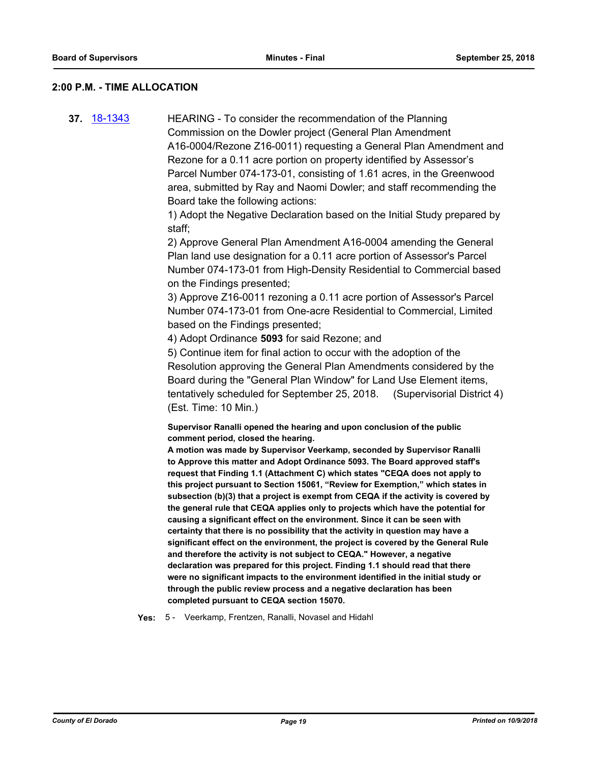## 2:00 P.M. - TIME ALLOCATION

**37.** 18-1343 HEARING - To consider the recommendation of the Planning Commission on the Dowler project (General Plan Amendment A16-0004/Rezone Z16-0011) requesting a General Plan Amendment and Rezone for a 0.11 acre portion on property identified by Assessor's Parcel Number 074-173-01, consisting of 1.61 acres, in the Greenwood area, submitted by Ray and Naomi Dowler; and staff recommending the Board take the following actions:

1) Adopt the Negative Declaration based on the Initial Study prepared by staff;

2) Approve General Plan Amendment A16-0004 amending the General Plan land use designation for a 0.11 acre portion of Assessor's Parcel Number 074-173-01 from High-Density Residential to Commercial based on the Findings presented;

3) Approve Z16-0011 rezoning a 0.11 acre portion of Assessor's Parcel Number 074-173-01 from One-acre Residential to Commercial, Limited based on the Findings presented;

4) Adopt Ordinance **5093** for said Rezone; and

5) Continue item for final action to occur with the adoption of the Resolution approving the General Plan Amendments considered by the Board during the "General Plan Window" for Land Use Element items, tentatively scheduled for September 25, 2018. (Supervisorial District 4) (Est. Time: 10 Min.)

**Supervisor Ranalli opened the hearing and upon conclusion of the public comment period, closed the hearing.**

**A motion was made by Supervisor Veerkamp, seconded by Supervisor Ranalli to Approve this matter and Adopt Ordinance 5093. The Board approved staff's request that Finding 1.1 (Attachment C) which states "CEQA does not apply to this project pursuant to Section 15061, "Review for Exemption," which states in subsection (b)(3) that a project is exempt from CEQA if the activity is covered by the general rule that CEQA applies only to projects which have the potential for causing a significant effect on the environment. Since it can be seen with certainty that there is no possibility that the activity in question may have a significant effect on the environment, the project is covered by the General Rule and therefore the activity is not subject to CEQA." However, a negative declaration was prepared for this project. Finding 1.1 should read that there were no significant impacts to the environment identified in the initial study or through the public review process and a negative declaration has been completed pursuant to CEQA section 15070.**

**Yes:** 5 - Veerkamp, Frentzen, Ranalli, Novasel and Hidahl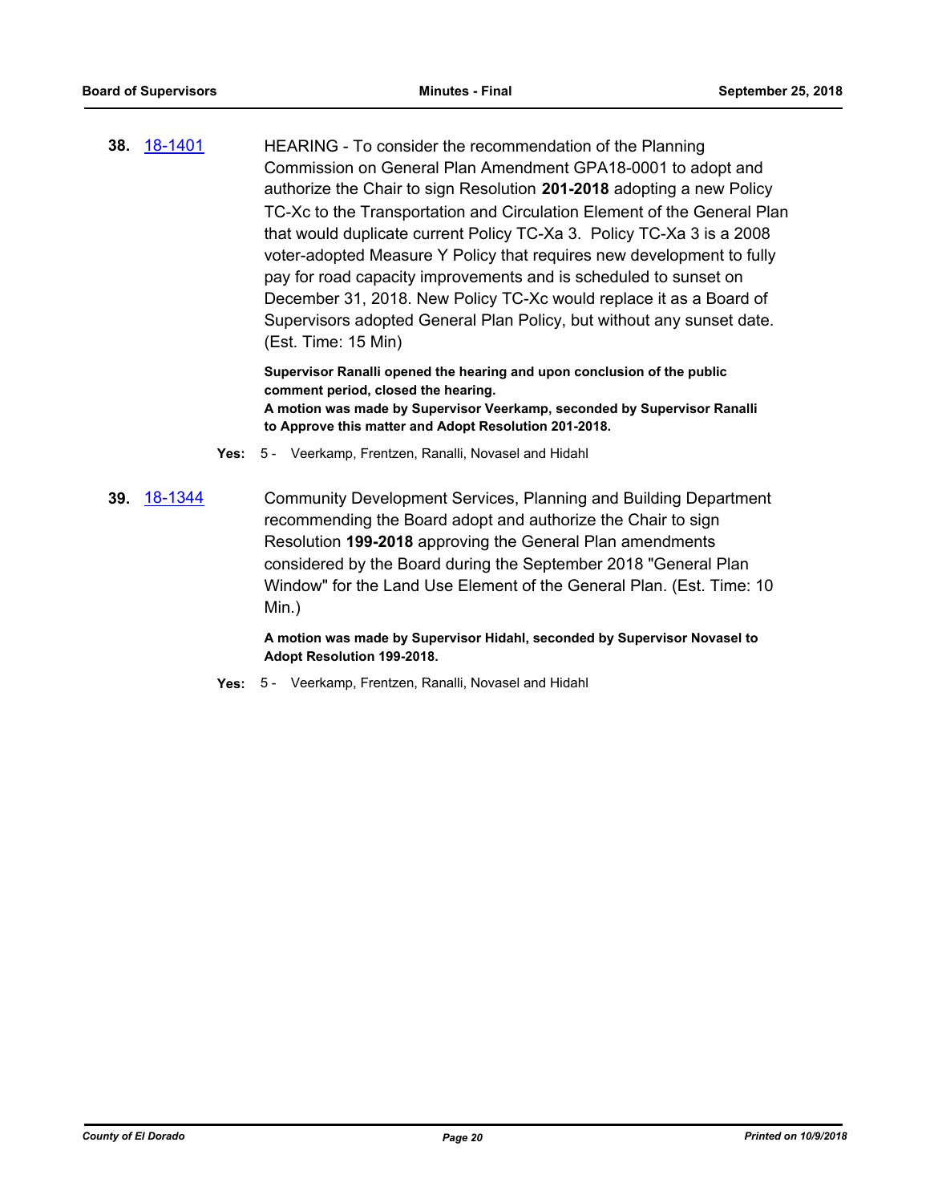**38.** 18-1401 HEARING - To consider the recommendation of the Planning Commission on General Plan Amendment GPA18-0001 to adopt and authorize the Chair to sign Resolution **201-2018** adopting a new Policy TC-Xc to the Transportation and Circulation Element of the General Plan that would duplicate current Policy TC-Xa 3. Policy TC-Xa 3 is a 2008 voter-adopted Measure Y Policy that requires new development to fully pay for road capacity improvements and is scheduled to sunset on December 31, 2018. New Policy TC-Xc would replace it as a Board of Supervisors adopted General Plan Policy, but without any sunset date. (Est. Time: 15 Min)

**Supervisor Ranalli opened the hearing and upon conclusion of the public comment period, closed the hearing.**
**A motion was made by Supervisor Veerkamp, seconded by Supervisor Ranalli to Approve this matter and Adopt Resolution 201-2018.**

**Yes:** 5 - Veerkamp, Frentzen, Ranalli, Novasel and Hidahl

**39.** 18-1344 Community Development Services, Planning and Building Department recommending the Board adopt and authorize the Chair to sign Resolution **199-2018** approving the General Plan amendments considered by the Board during the September 2018 "General Plan Window" for the Land Use Element of the General Plan. (Est. Time: 10 Min.)

**A motion was made by Supervisor Hidahl, seconded by Supervisor Novasel to Adopt Resolution 199-2018.**

**Yes:** 5 - Veerkamp, Frentzen, Ranalli, Novasel and Hidahl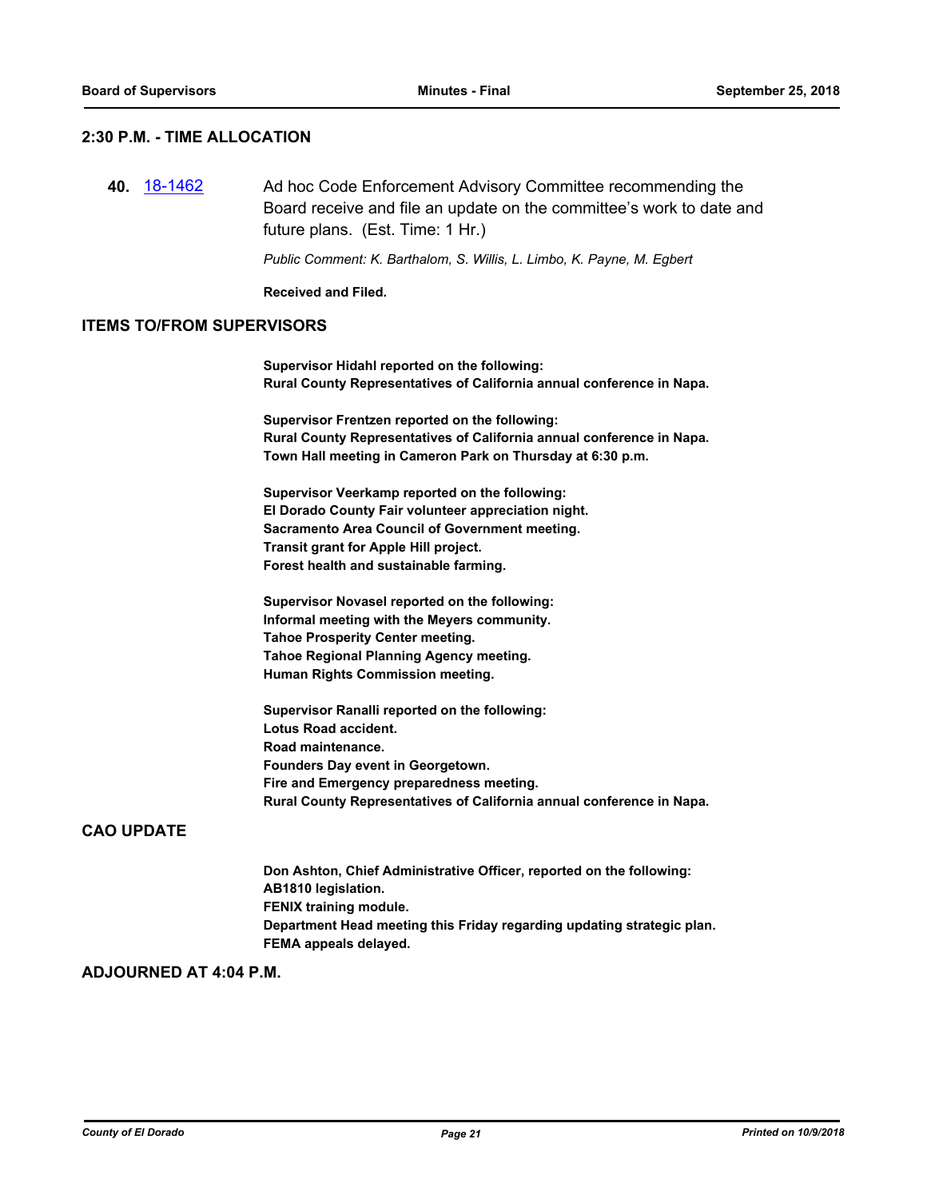## 2:30 P.M. - TIME ALLOCATION

**40.** [18-1462](18-1462) Ad hoc Code Enforcement Advisory Committee recommending the Board receive and file an update on the committee's work to date and future plans. (Est. Time: 1 Hr.)

*Public Comment: K. Barthalom, S. Willis, L. Limbo, K. Payne, M. Egbert*

**Received and Filed.**

## ITEMS TO/FROM SUPERVISORS

**Supervisor Hidahl reported on the following:**
**Rural County Representatives of California annual conference in Napa.**

**Supervisor Frentzen reported on the following:**
**Rural County Representatives of California annual conference in Napa.**
**Town Hall meeting in Cameron Park on Thursday at 6:30 p.m.**

**Supervisor Veerkamp reported on the following:**
**El Dorado County Fair volunteer appreciation night.**
**Sacramento Area Council of Government meeting.**
**Transit grant for Apple Hill project.**
**Forest health and sustainable farming.**

**Supervisor Novasel reported on the following:**
**Informal meeting with the Meyers community.**
**Tahoe Prosperity Center meeting.**
**Tahoe Regional Planning Agency meeting.**
**Human Rights Commission meeting.**

**Supervisor Ranalli reported on the following:**
**Lotus Road accident.**
**Road maintenance.**
**Founders Day event in Georgetown.**
**Fire and Emergency preparedness meeting.**
**Rural County Representatives of California annual conference in Napa.**

## CAO UPDATE

**Don Ashton, Chief Administrative Officer, reported on the following:**
**AB1810 legislation.**
**FENIX training module.**
**Department Head meeting this Friday regarding updating strategic plan.**
**FEMA appeals delayed.**

## ADJOURNED AT 4:04 P.M.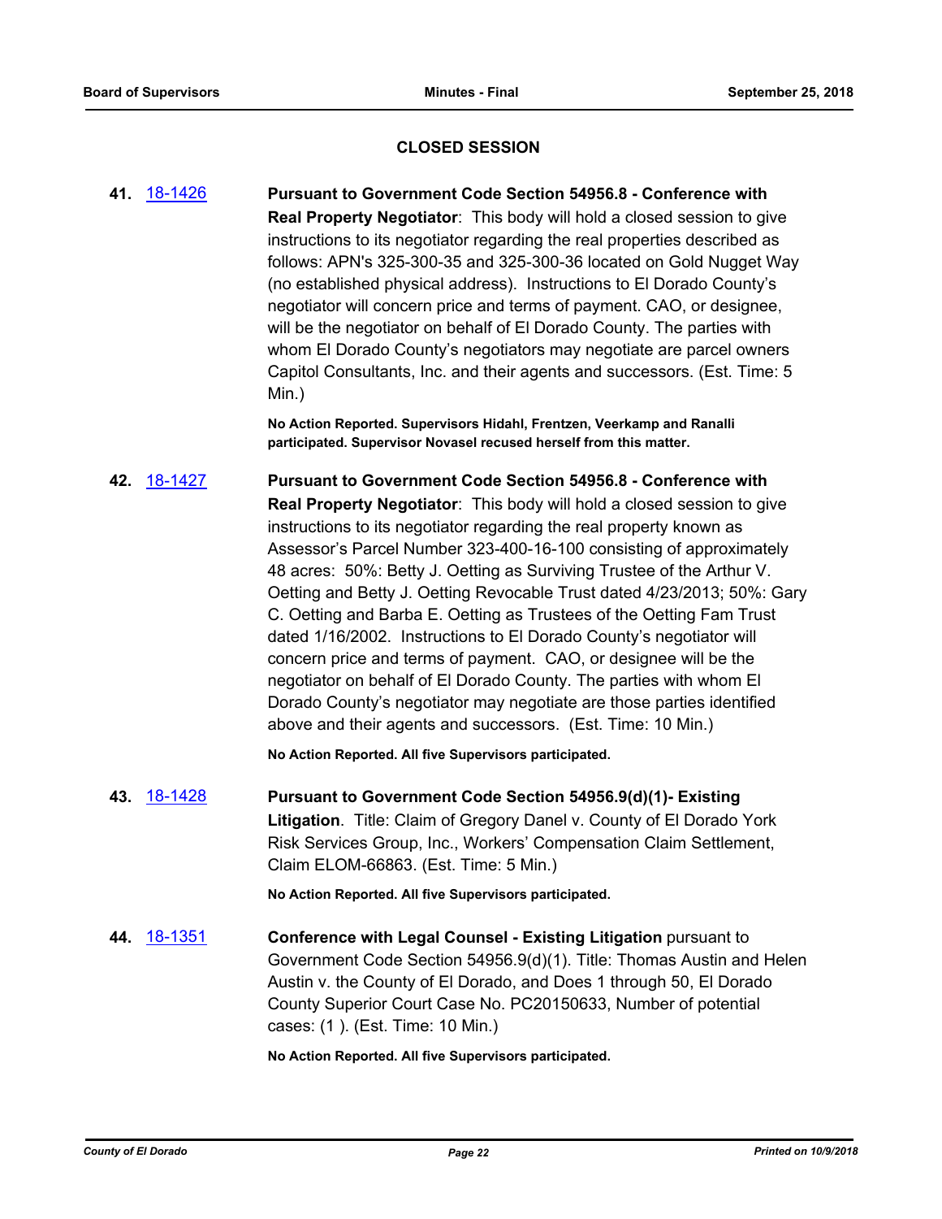## CLOSED SESSION

**41.** 18-1426 **Pursuant to Government Code Section 54956.8 - Conference with Real Property Negotiator**: This body will hold a closed session to give instructions to its negotiator regarding the real properties described as follows: APN's 325-300-35 and 325-300-36 located on Gold Nugget Way (no established physical address). Instructions to El Dorado County's negotiator will concern price and terms of payment. CAO, or designee, will be the negotiator on behalf of El Dorado County. The parties with whom El Dorado County's negotiators may negotiate are parcel owners Capitol Consultants, Inc. and their agents and successors. (Est. Time: 5 Min.)

**No Action Reported. Supervisors Hidahl, Frentzen, Veerkamp and Ranalli participated. Supervisor Novasel recused herself from this matter.**

**42.** 18-1427 **Pursuant to Government Code Section 54956.8 - Conference with Real Property Negotiator**: This body will hold a closed session to give instructions to its negotiator regarding the real property known as Assessor's Parcel Number 323-400-16-100 consisting of approximately 48 acres: 50%: Betty J. Oetting as Surviving Trustee of the Arthur V. Oetting and Betty J. Oetting Revocable Trust dated 4/23/2013; 50%: Gary C. Oetting and Barba E. Oetting as Trustees of the Oetting Fam Trust dated 1/16/2002. Instructions to El Dorado County's negotiator will concern price and terms of payment. CAO, or designee will be the negotiator on behalf of El Dorado County. The parties with whom El Dorado County's negotiator may negotiate are those parties identified above and their agents and successors. (Est. Time: 10 Min.)

**No Action Reported. All five Supervisors participated.**

**43.** 18-1428 **Pursuant to Government Code Section 54956.9(d)(1)- Existing Litigation**. Title: Claim of Gregory Danel v. County of El Dorado York Risk Services Group, Inc., Workers' Compensation Claim Settlement, Claim ELOM-66863. (Est. Time: 5 Min.)

**No Action Reported. All five Supervisors participated.**

**44.** 18-1351 **Conference with Legal Counsel - Existing Litigation** pursuant to Government Code Section 54956.9(d)(1). Title: Thomas Austin and Helen Austin v. the County of El Dorado, and Does 1 through 50, El Dorado County Superior Court Case No. PC20150633, Number of potential cases: (1 ). (Est. Time: 10 Min.)

**No Action Reported. All five Supervisors participated.**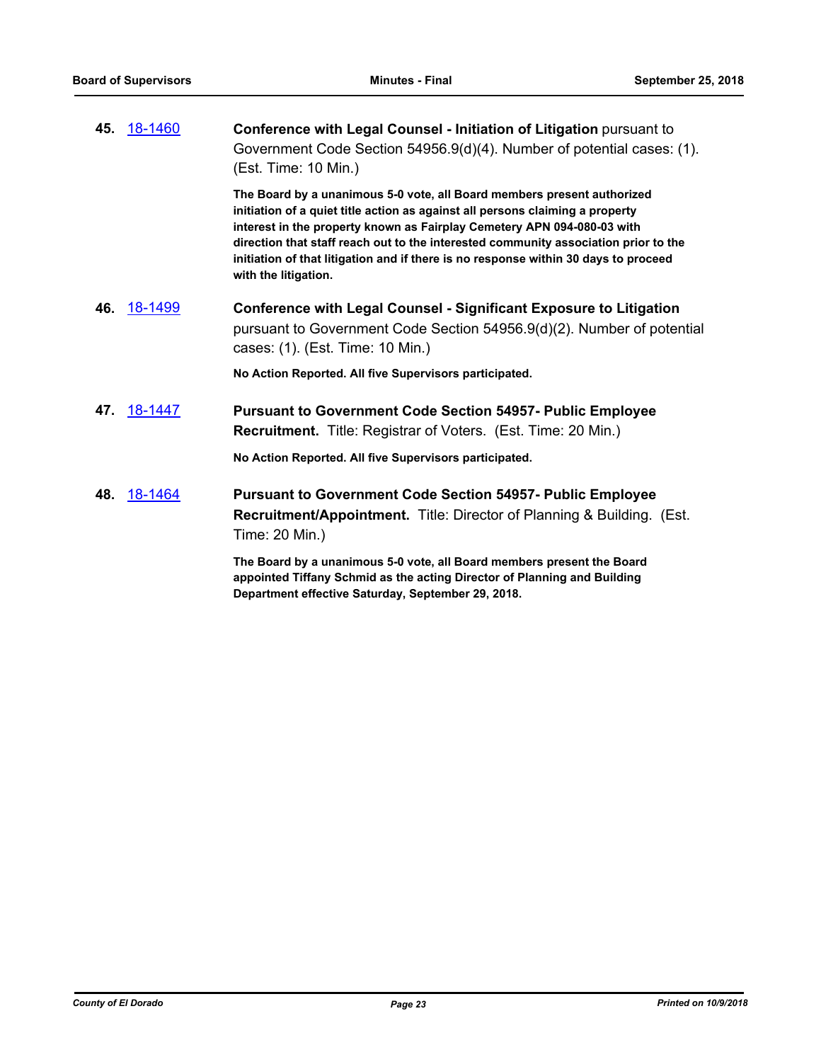**45.** 18-1460

**Conference with Legal Counsel - Initiation of Litigation** pursuant to Government Code Section 54956.9(d)(4). Number of potential cases: (1). (Est. Time: 10 Min.)

**The Board by a unanimous 5-0 vote, all Board members present authorized initiation of a quiet title action as against all persons claiming a property interest in the property known as Fairplay Cemetery APN 094-080-03 with direction that staff reach out to the interested community association prior to the initiation of that litigation and if there is no response within 30 days to proceed with the litigation.**

**46.** 18-1499

**Conference with Legal Counsel - Significant Exposure to Litigation** pursuant to Government Code Section 54956.9(d)(2). Number of potential cases: (1). (Est. Time: 10 Min.)

**No Action Reported. All five Supervisors participated.**

**47.** 18-1447

**Pursuant to Government Code Section 54957- Public Employee Recruitment.** Title: Registrar of Voters. (Est. Time: 20 Min.)

**No Action Reported. All five Supervisors participated.**

**48.** 18-1464

**Pursuant to Government Code Section 54957- Public Employee Recruitment/Appointment.** Title: Director of Planning & Building. (Est. Time: 20 Min.)

**The Board by a unanimous 5-0 vote, all Board members present the Board appointed Tiffany Schmid as the acting Director of Planning and Building Department effective Saturday, September 29, 2018.**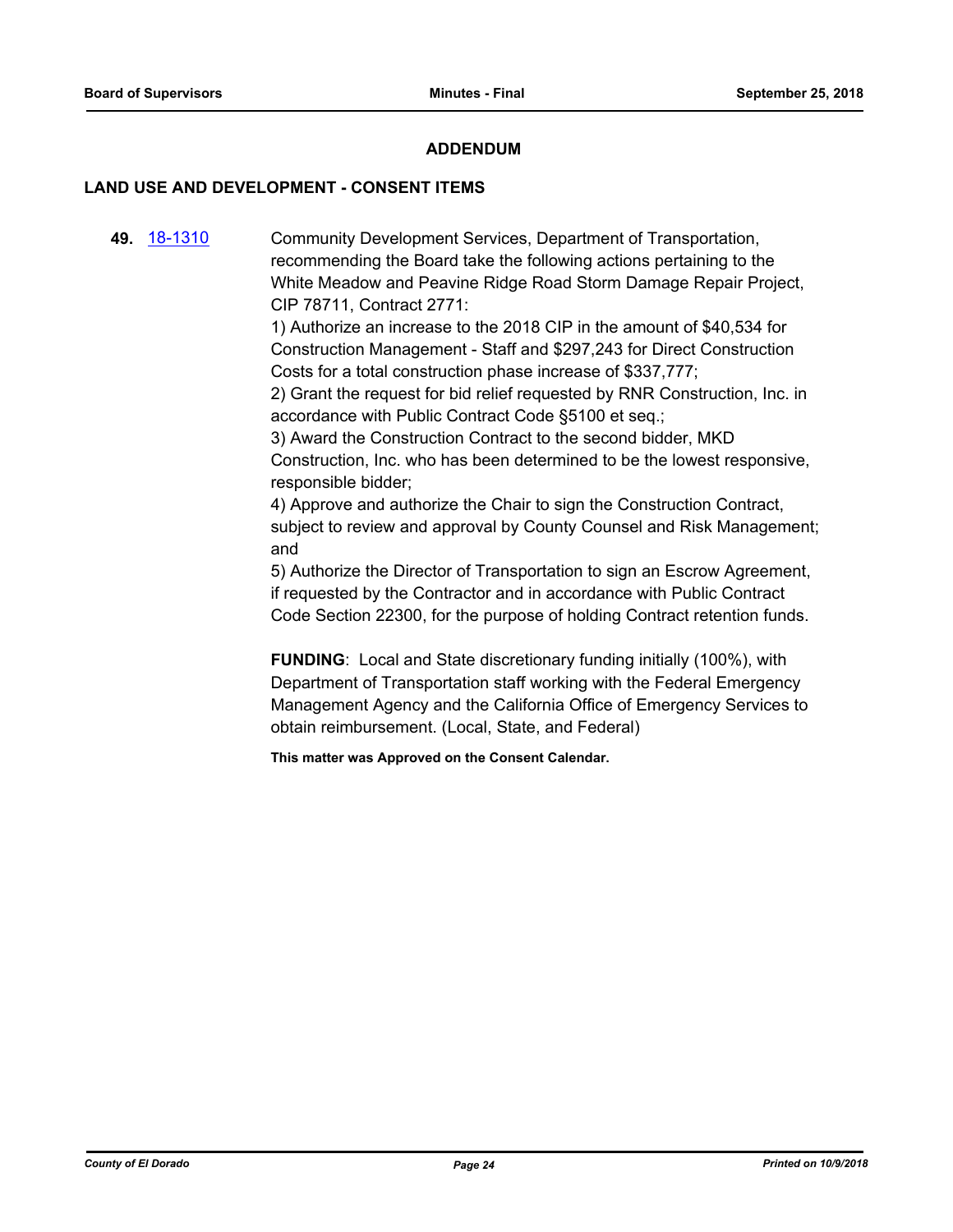## ADDENDUM

### LAND USE AND DEVELOPMENT - CONSENT ITEMS

**49.** 18-1310 Community Development Services, Department of Transportation, recommending the Board take the following actions pertaining to the White Meadow and Peavine Ridge Road Storm Damage Repair Project, CIP 78711, Contract 2771:

1) Authorize an increase to the 2018 CIP in the amount of $40,534 for Construction Management - Staff and $297,243 for Direct Construction Costs for a total construction phase increase of $337,777;

2) Grant the request for bid relief requested by RNR Construction, Inc. in accordance with Public Contract Code §5100 et seq.;

3) Award the Construction Contract to the second bidder, MKD Construction, Inc. who has been determined to be the lowest responsive, responsible bidder;

4) Approve and authorize the Chair to sign the Construction Contract, subject to review and approval by County Counsel and Risk Management; and

5) Authorize the Director of Transportation to sign an Escrow Agreement, if requested by the Contractor and in accordance with Public Contract Code Section 22300, for the purpose of holding Contract retention funds.

**FUNDING**: Local and State discretionary funding initially (100%), with Department of Transportation staff working with the Federal Emergency Management Agency and the California Office of Emergency Services to obtain reimbursement. (Local, State, and Federal)

**This matter was Approved on the Consent Calendar.**